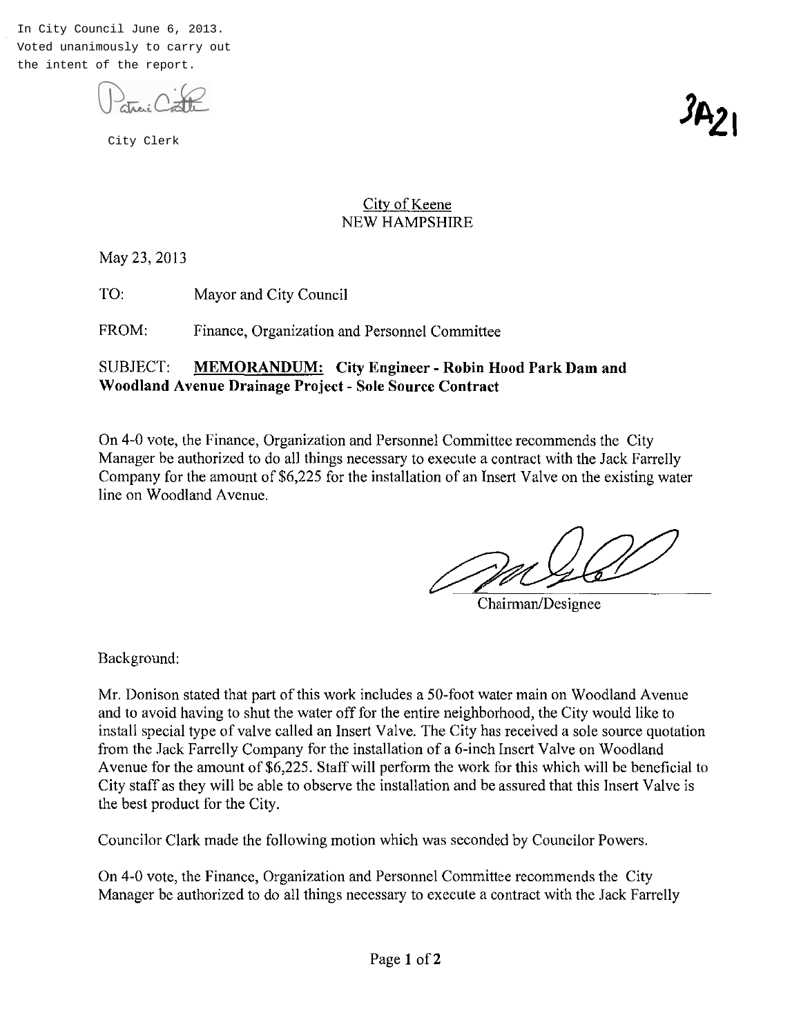In City Council June 6, 2013.
Voted unanimously to carry out the intent of the report.

City Clerk

3A21

City of Keene
NEW HAMPSHIRE

May 23, 2013

TO: Mayor and City Council

FROM: Finance, Organization and Personnel Committee

SUBJECT: **MEMORANDUM: City Engineer - Robin Hood Park Dam and Woodland Avenue Drainage Project - Sole Source Contract**

On 4-0 vote, the Finance, Organization and Personnel Committee recommends the City Manager be authorized to do all things necessary to execute a contract with the Jack Farrelly Company for the amount of $6,225 for the installation of an Insert Valve on the existing water line on Woodland Avenue.

Chairman/Designee

Background:

Mr. Donison stated that part of this work includes a 50-foot water main on Woodland Avenue and to avoid having to shut the water off for the entire neighborhood, the City would like to install special type of valve called an Insert Valve. The City has received a sole source quotation from the Jack Farrelly Company for the installation of a 6-inch Insert Valve on Woodland Avenue for the amount of $6,225. Staff will perform the work for this which will be beneficial to City staff as they will be able to observe the installation and be assured that this Insert Valve is the best product for the City.

Councilor Clark made the following motion which was seconded by Councilor Powers.

On 4-0 vote, the Finance, Organization and Personnel Committee recommends the City Manager be authorized to do all things necessary to execute a contract with the Jack Farrelly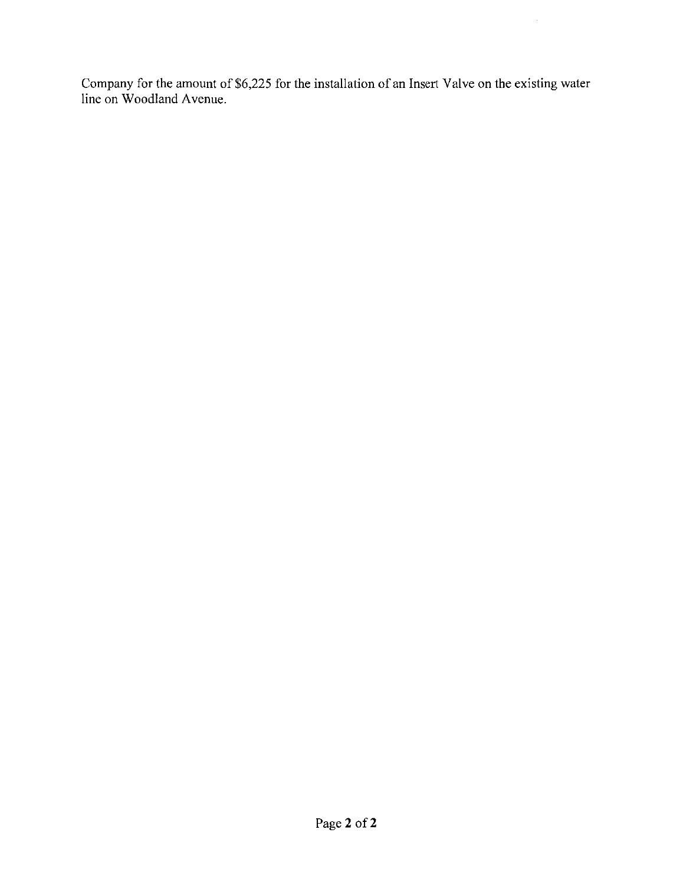Company for the amount of $6,225 for the installation of an Insert Valve on the existing water line on Woodland Avenue.